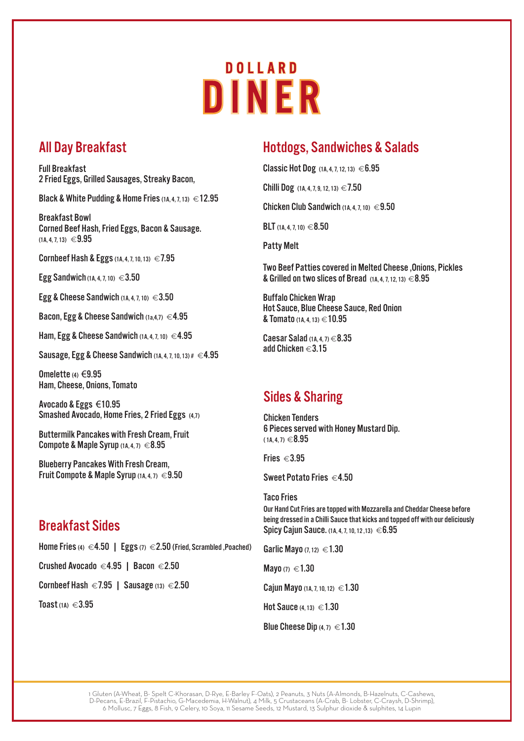# DOLLARD DINER

## All Day Breakfast

**Full Breakfast**
2 Fried Eggs, Grilled Sausages, Streaky Bacon,

Black & White Pudding & Home Fries (1A, 4, 7, 13) €12.95

**Breakfast Bowl**
Corned Beef Hash, Fried Eggs, Bacon & Sausage.
(1A, 4, 7, 13) €9.95

Cornbeef Hash & Eggs (1A, 4, 7, 10, 13) €7.95

Egg Sandwich (1A, 4, 7, 10) €3.50

Egg & Cheese Sandwich (1A, 4, 7, 10) €3.50

Bacon, Egg & Cheese Sandwich (1a,4,7) €4.95

Ham, Egg & Cheese Sandwich (1A, 4, 7, 10) €4.95

Sausage, Egg & Cheese Sandwich (1A, 4, 7, 10, 13) # €4.95

**Omelette** (4) €9.95
Ham, Cheese, Onions, Tomato

**Avocado & Eggs** €10.95
Smashed Avocado, Home Fries, 2 Fried Eggs (4,7)

Buttermilk Pancakes with Fresh Cream, Fruit Compote & Maple Syrup (1A, 4, 7) €8.95

Blueberry Pancakes With Fresh Cream, Fruit Compote & Maple Syrup (1A, 4, 7) €9.50

## Breakfast Sides

Home Fries (4) €4.50 | Eggs (7) €2.50 (Fried, Scrambled ,Poached)

Crushed Avocado €4.95 | Bacon €2.50

Cornbeef Hash €7.95 | Sausage (13) €2.50

Toast (1A) €3.95

## Hotdogs, Sandwiches & Salads

Classic Hot Dog (1A, 4, 7, 12, 13) €6.95

Chilli Dog (1A, 4, 7, 9, 12, 13) €7.50

Chicken Club Sandwich (1A, 4, 7, 10) €9.50

BLT (1A, 4, 7, 10) €8.50

**Patty Melt**

Two Beef Patties covered in Melted Cheese ,Onions, Pickles & Grilled on two slices of Bread (1A, 4, 7, 12, 13) €8.95

**Buffalo Chicken Wrap**
Hot Sauce, Blue Cheese Sauce, Red Onion & Tomato (1A, 4, 13) €10.95

Caesar Salad (1A, 4, 7) €8.35
add Chicken €3.15

## Sides & Sharing

**Chicken Tenders**
6 Pieces served with Honey Mustard Dip.
( 1A, 4, 7) €8.95

Fries €3.95

Sweet Potato Fries €4.50

**Taco Fries**
Our Hand Cut Fries are topped with Mozzarella and Cheddar Cheese before being dressed in a Chilli Sauce that kicks and topped off with our deliciously Spicy Cajun Sauce. (1A, 4, 7, 10, 12 ,13) €6.95

Garlic Mayo (7, 12) €1.30

Mayo (7) €1.30

Cajun Mayo (1A, 7, 10, 12) €1.30

Hot Sauce (4, 13) €1.30

Blue Cheese Dip (4, 7) €1.30

1 Gluten (A-Wheat, B- Spelt C-Khorasan, D-Rye, E-Barley F-Oats), 2 Peanuts, 3 Nuts (A-Almonds, B-Hazelnuts, C-Cashews, D-Pecans, E-Brazil, F-Pistachio, G-Macedemia, H-Walnut), 4 Milk, 5 Crustaceans (A-Crab, B- Lobster, C-Craysh, D-Shrimp), 6 Mollusc, 7 Eggs, 8 Fish, 9 Celery, 10 Soya, 11 Sesame Seeds, 12 Mustard, 13 Sulphur dioxide & sulphites, 14 Lupin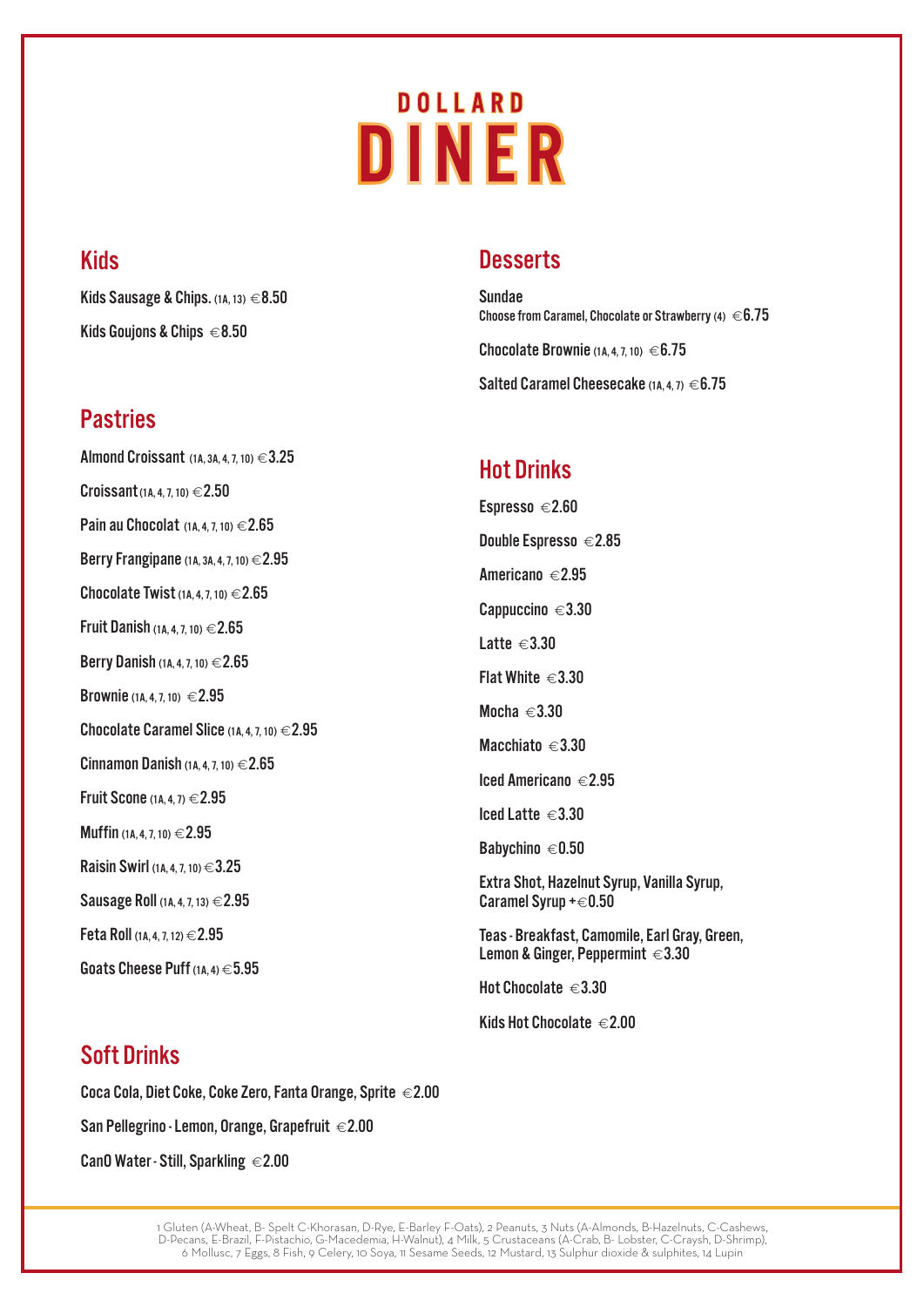# DOLLARD DINER

## Kids

**Kids Sausage & Chips.** (1A, 13) €8.50

**Kids Goujons & Chips** €8.50

## Pastries

**Almond Croissant** (1A, 3A, 4, 7, 10) €3.25

**Croissant** (1A, 4, 7, 10) €2.50

**Pain au Chocolat** (1A, 4, 7, 10) €2.65

**Berry Frangipane** (1A, 3A, 4, 7, 10) €2.95

**Chocolate Twist** (1A, 4, 7, 10) €2.65

**Fruit Danish** (1A, 4, 7, 10) €2.65

**Berry Danish** (1A, 4, 7, 10) €2.65

**Brownie** (1A, 4, 7, 10) €2.95

**Chocolate Caramel Slice** (1A, 4, 7, 10) €2.95

**Cinnamon Danish** (1A, 4, 7, 10) €2.65

**Fruit Scone** (1A, 4, 7) €2.95

**Muffin** (1A, 4, 7, 10) €2.95

**Raisin Swirl** (1A, 4, 7, 10) €3.25

**Sausage Roll** (1A, 4, 7, 13) €2.95

**Feta Roll** (1A, 4, 7, 12) €2.95

**Goats Cheese Puff** (1A, 4) €5.95

## Soft Drinks

**Coca Cola, Diet Coke, Coke Zero, Fanta Orange, Sprite** €2.00

**San Pellegrino - Lemon, Orange, Grapefruit** €2.00

**CanO Water - Still, Sparkling** €2.00

## Desserts

**Sundae**
Choose from Caramel, Chocolate or Strawberry (4) €6.75

**Chocolate Brownie** (1A, 4, 7, 10) €6.75

**Salted Caramel Cheesecake** (1A, 4, 7) €6.75

## Hot Drinks

**Espresso** €2.60

**Double Espresso** €2.85

**Americano** €2.95

**Cappuccino** €3.30

**Latte** €3.30

**Flat White** €3.30

**Mocha** €3.30

**Macchiato** €3.30

**Iced Americano** €2.95

**Iced Latte** €3.30

**Babychino** €0.50

**Extra Shot, Hazelnut Syrup, Vanilla Syrup, Caramel Syrup** +€0.50

**Teas - Breakfast, Camomile, Earl Gray, Green, Lemon & Ginger, Peppermint** €3.30

**Hot Chocolate** €3.30

**Kids Hot Chocolate** €2.00

---

1 Gluten (A-Wheat, B- Spelt C-Khorasan, D-Rye, E-Barley F-Oats), 2 Peanuts, 3 Nuts (A-Almonds, B-Hazelnuts, C-Cashews, D-Pecans, E-Brazil, F-Pistachio, G-Macedemia, H-Walnut), 4 Milk, 5 Crustaceans (A-Crab, B- Lobster, C-Craysh, D-Shrimp), 6 Mollusc, 7 Eggs, 8 Fish, 9 Celery, 10 Soya, 11 Sesame Seeds, 12 Mustard, 13 Sulphur dioxide & sulphites, 14 Lupin